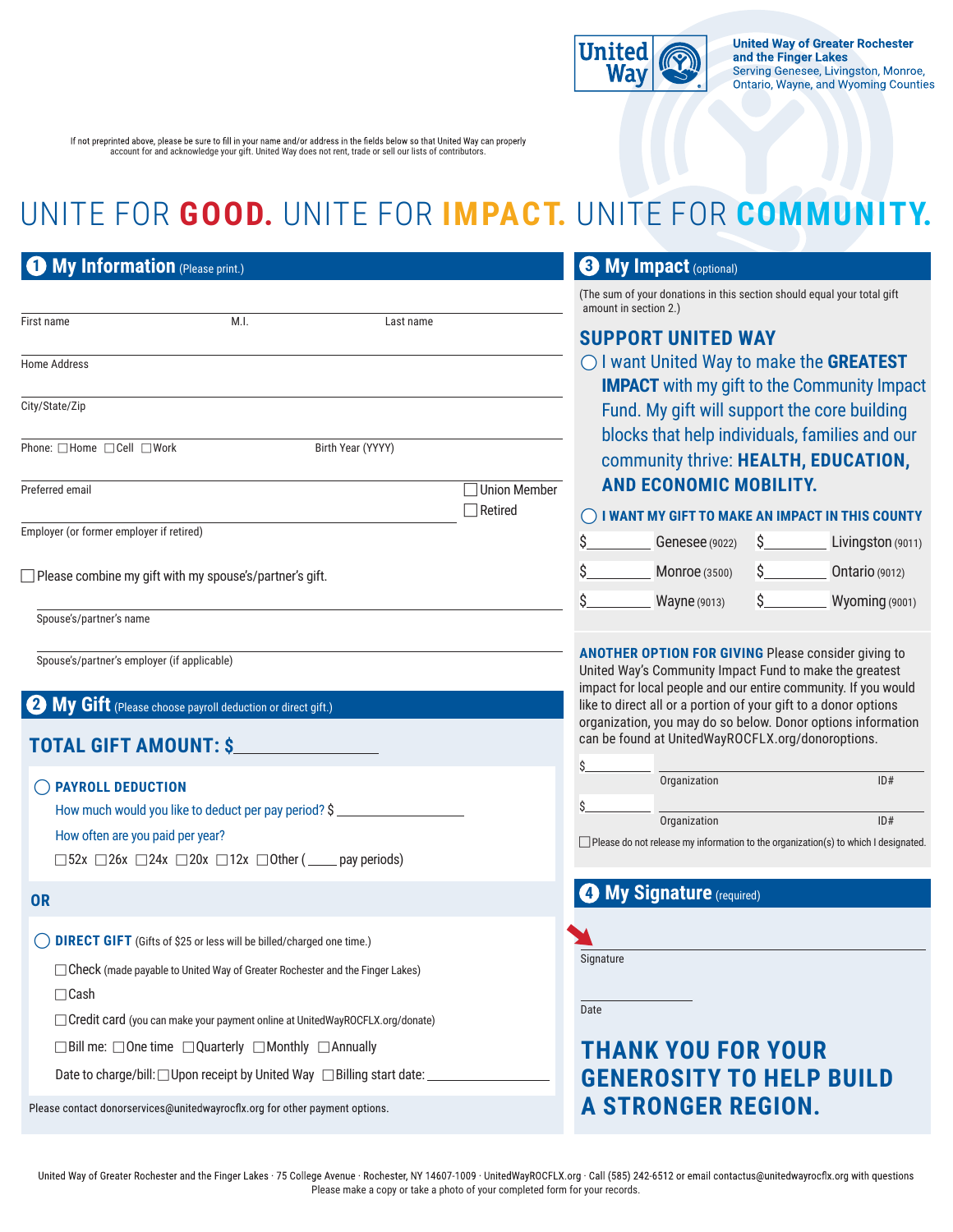United Way of Greater Rochester and the Finger Lakes
Serving Genesee, Livingston, Monroe, Ontario, Wayne, and Wyoming Counties

If not preprinted above, please be sure to fill in your name and/or address in the fields below so that United Way can properly account for and acknowledge your gift. United Way does not rent, trade or sell our lists of contributors.

# UNITE FOR **GOOD.** UNITE FOR **IMPACT.** UNITE FOR **COMMUNITY.**

## 1 My Information (Please print.)

First name ____ M.I. ____ Last name ____

Home Address ____

City/State/Zip ____

Phone: ☐Home ☐Cell ☐Work ____ Birth Year (YYYY) ____

Preferred email ____ ☐ Union Member

Employer (or former employer if retired) ____ ☐ Retired

☐ Please combine my gift with my spouse's/partner's gift.

Spouse's/partner's name ____

Spouse's/partner's employer (if applicable) ____

## 2 My Gift (Please choose payroll deduction or direct gift.)

### TOTAL GIFT AMOUNT: $________

◯ **PAYROLL DEDUCTION**

How much would you like to deduct per pay period? $ ________

How often are you paid per year?

☐52x ☐26x ☐24x ☐20x ☐12x ☐Other ( ____ pay periods)

**OR**

◯ **DIRECT GIFT** (Gifts of $25 or less will be billed/charged one time.)

☐ Check (made payable to United Way of Greater Rochester and the Finger Lakes)

☐ Cash

☐ Credit card (you can make your payment online at UnitedWayROCFLX.org/donate)

☐ Bill me: ☐ One time ☐ Quarterly ☐ Monthly ☐ Annually

Date to charge/bill: ☐ Upon receipt by United Way ☐ Billing start date: ________

Please contact donorservices@unitedwayrocflx.org for other payment options.

## 3 My Impact (optional)

(The sum of your donations in this section should equal your total gift amount in section 2.)

### SUPPORT UNITED WAY

◯ I want United Way to make the **GREATEST IMPACT** with my gift to the Community Impact Fund. My gift will support the core building blocks that help individuals, families and our community thrive: **HEALTH, EDUCATION, AND ECONOMIC MOBILITY.**

◯ **I WANT MY GIFT TO MAKE AN IMPACT IN THIS COUNTY**

| | |
|---|---|
| $________ Genesee (9022) | $________ Livingston (9011) |
| $________ Monroe (3500) | $________ Ontario (9012) |
| $________ Wayne (9013) | $________ Wyoming (9001) |

**ANOTHER OPTION FOR GIVING** Please consider giving to United Way's Community Impact Fund to make the greatest impact for local people and our entire community. If you would like to direct all or a portion of your gift to a donor options organization, you may do so below. Donor options information can be found at UnitedWayROCFLX.org/donoroptions.

$________ Organization ________ ID# ____

$________ Organization ________ ID# ____

☐ Please do not release my information to the organization(s) to which I designated.

## 4 My Signature (required)

Signature ________

Date ________

### THANK YOU FOR YOUR GENEROSITY TO HELP BUILD A STRONGER REGION.

United Way of Greater Rochester and the Finger Lakes · 75 College Avenue · Rochester, NY 14607-1009 · UnitedWayROCFLX.org · Call (585) 242-6512 or email contactus@unitedwayrocflx.org with questions
Please make a copy or take a photo of your completed form for your records.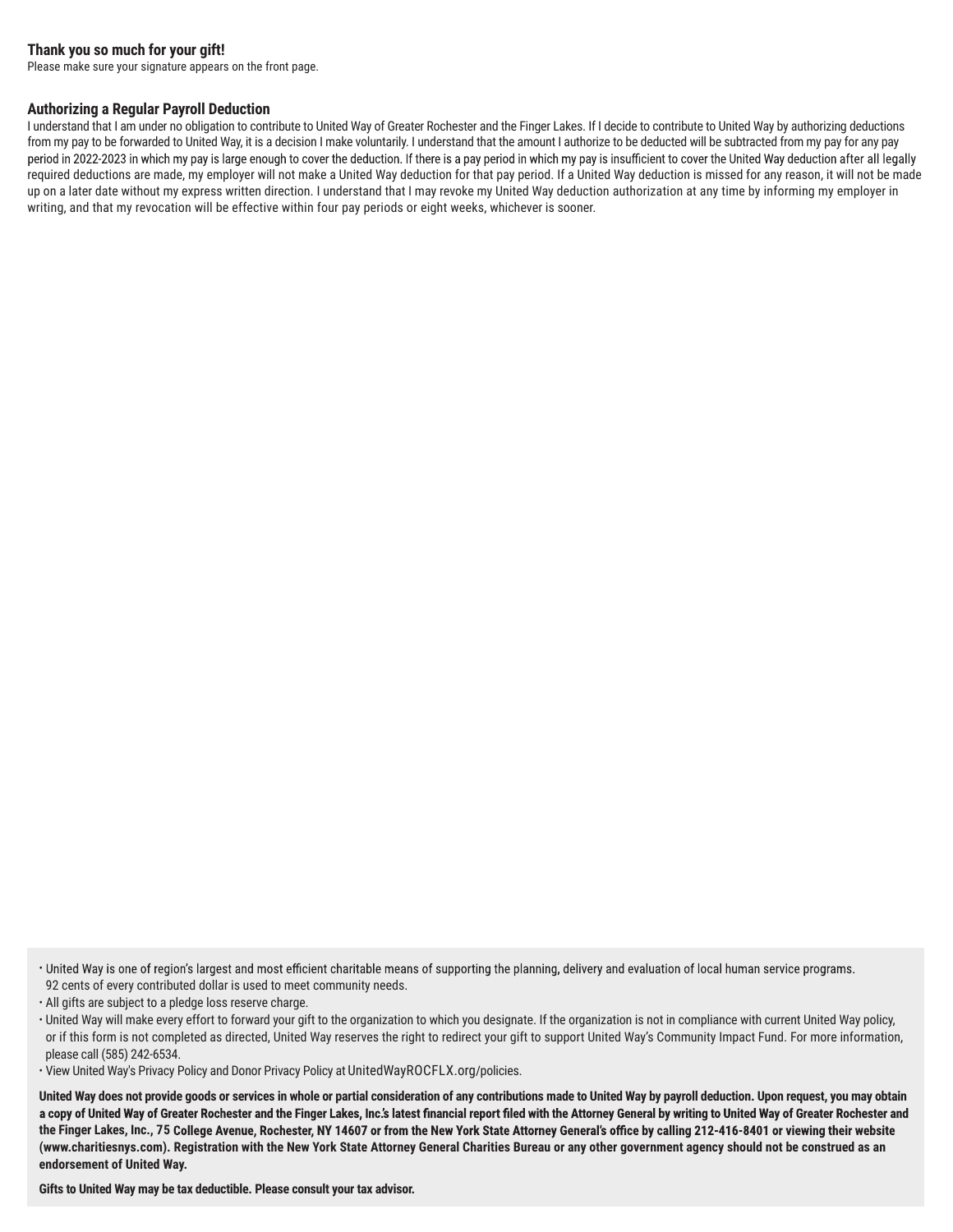**Thank you so much for your gift!**

Please make sure your signature appears on the front page.

### Authorizing a Regular Payroll Deduction

I understand that I am under no obligation to contribute to United Way of Greater Rochester and the Finger Lakes. If I decide to contribute to United Way by authorizing deductions from my pay to be forwarded to United Way, it is a decision I make voluntarily. I understand that the amount I authorize to be deducted will be subtracted from my pay for any pay period in 2022-2023 in which my pay is large enough to cover the deduction. If there is a pay period in which my pay is insufficient to cover the United Way deduction after all legally required deductions are made, my employer will not make a United Way deduction for that pay period. If a United Way deduction is missed for any reason, it will not be made up on a later date without my express written direction. I understand that I may revoke my United Way deduction authorization at any time by informing my employer in writing, and that my revocation will be effective within four pay periods or eight weeks, whichever is sooner.

- United Way is one of region's largest and most efficient charitable means of supporting the planning, delivery and evaluation of local human service programs. 92 cents of every contributed dollar is used to meet community needs.
- All gifts are subject to a pledge loss reserve charge.
- United Way will make every effort to forward your gift to the organization to which you designate. If the organization is not in compliance with current United Way policy, or if this form is not completed as directed, United Way reserves the right to redirect your gift to support United Way's Community Impact Fund. For more information, please call (585) 242-6534.
- View United Way's Privacy Policy and Donor Privacy Policy at UnitedWayROCFLX.org/policies.

**United Way does not provide goods or services in whole or partial consideration of any contributions made to United Way by payroll deduction. Upon request, you may obtain a copy of United Way of Greater Rochester and the Finger Lakes, Inc.'s latest financial report filed with the Attorney General by writing to United Way of Greater Rochester and the Finger Lakes, Inc., 75 College Avenue, Rochester, NY 14607 or from the New York State Attorney General's office by calling 212-416-8401 or viewing their website (www.charitiesnys.com). Registration with the New York State Attorney General Charities Bureau or any other government agency should not be construed as an endorsement of United Way.**

**Gifts to United Way may be tax deductible. Please consult your tax advisor.**